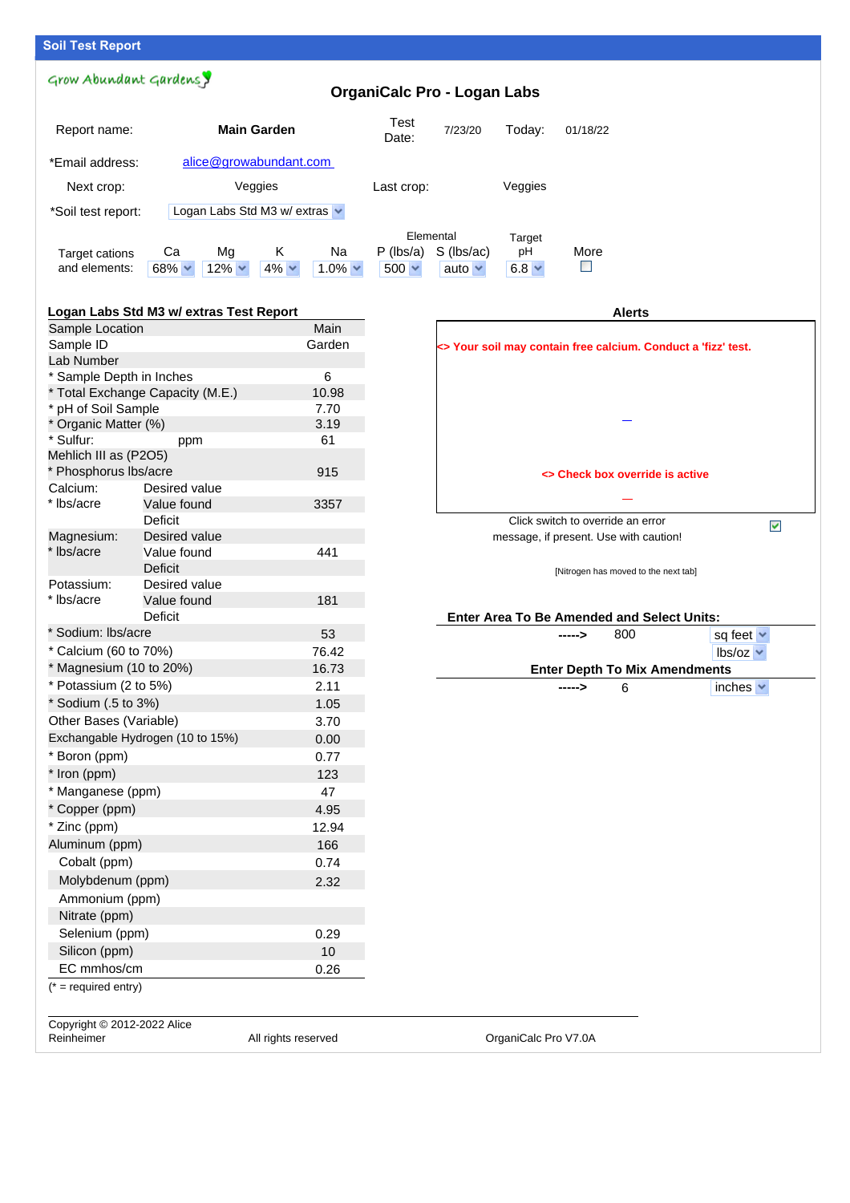## Soil Test Report

Grow Abundant Gardens

### OrganiCalc Pro - Logan Labs

| | | | | | |
|---|---|---|---|---|---|
| Report name: | **Main Garden** | Test Date: | 7/23/20 | Today: | 01/18/22 |
| *Email address: | alice@growabundant.com | | | | |
| Next crop: | Veggies | Last crop: | | Veggies | |
| *Soil test report: | Logan Labs Std M3 w/ extras | | | | |

| Target cations and elements: | Ca | Mg | K | Na | Elemental P (lbs/a) | S (lbs/ac) | Target pH | More |
|---|---|---|---|---|---|---|---|---|
| | 68% | 12% | 4% | 1.0% | 500 | auto | 6.8 | ☐ |

**Logan Labs Std M3 w/ extras Test Report**

| | | |
|---|---|---|
| Sample Location | | Main |
| Sample ID | | Garden |
| Lab Number | | |
| * Sample Depth in Inches | | 6 |
| * Total Exchange Capacity (M.E.) | | 10.98 |
| * pH of Soil Sample | | 7.70 |
| * Organic Matter (%) | | 3.19 |
| * Sulfur: | ppm | 61 |
| Mehlich III as (P2O5) | | |
| * Phosphorus lbs/acre | | 915 |
| Calcium: | Desired value | |
| * lbs/acre | Value found | 3357 |
| | Deficit | |
| Magnesium: | Desired value | |
| * lbs/acre | Value found | 441 |
| | Deficit | |
| Potassium: | Desired value | |
| * lbs/acre | Value found | 181 |
| | Deficit | |
| * Sodium: lbs/acre | | 53 |
| * Calcium (60 to 70%) | | 76.42 |
| * Magnesium (10 to 20%) | | 16.73 |
| * Potassium (2 to 5%) | | 2.11 |
| * Sodium (.5 to 3%) | | 1.05 |
| Other Bases (Variable) | | 3.70 |
| Exchangable Hydrogen (10 to 15%) | | 0.00 |
| * Boron (ppm) | | 0.77 |
| * Iron (ppm) | | 123 |
| * Manganese (ppm) | | 47 |
| * Copper (ppm) | | 4.95 |
| * Zinc (ppm) | | 12.94 |
| Aluminum (ppm) | | 166 |
| Cobalt (ppm) | | 0.74 |
| Molybdenum (ppm) | | 2.32 |
| Ammonium (ppm) | | |
| Nitrate (ppm) | | |
| Selenium (ppm) | | 0.29 |
| Silicon (ppm) | | 10 |
| EC mmhos/cm | | 0.26 |

(* = required entry)

**Alerts**

<> Your soil may contain free calcium. Conduct a 'fizz' test.

<> Check box override is active

Click switch to override an error message, if present. Use with caution! ☑

[Nitrogen has moved to the next tab]

**Enter Area To Be Amended and Select Units:**

-----> 800 sq feet

lbs/oz

**Enter Depth To Mix Amendments**

-----> 6 inches

Copyright © 2012-2022 Alice Reinheimer | All rights reserved | OrganiCalc Pro V7.0A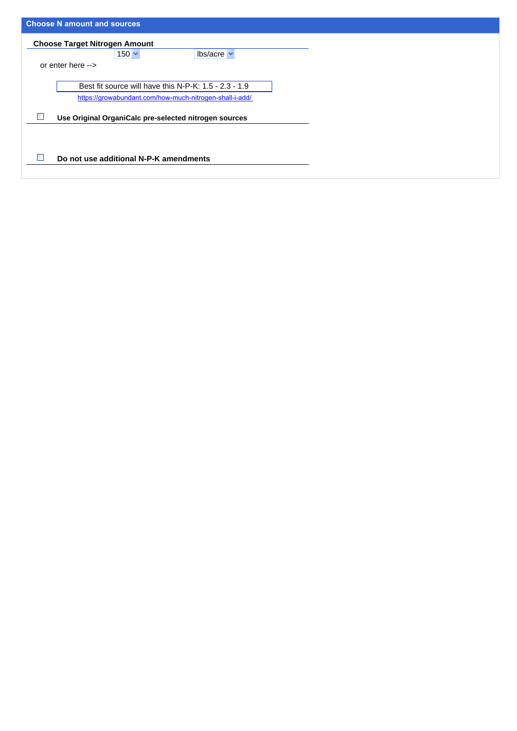## Choose N amount and sources

### Choose Target Nitrogen Amount

150 lbs/acre

or enter here -->

Best fit source will have this N-P-K: 1.5 - 2.3 - 1.9

https://growabundant.com/how-much-nitrogen-shall-i-add/

☐ **Use Original OrganiCalc pre-selected nitrogen sources**

☐ **Do not use additional N-P-K amendments**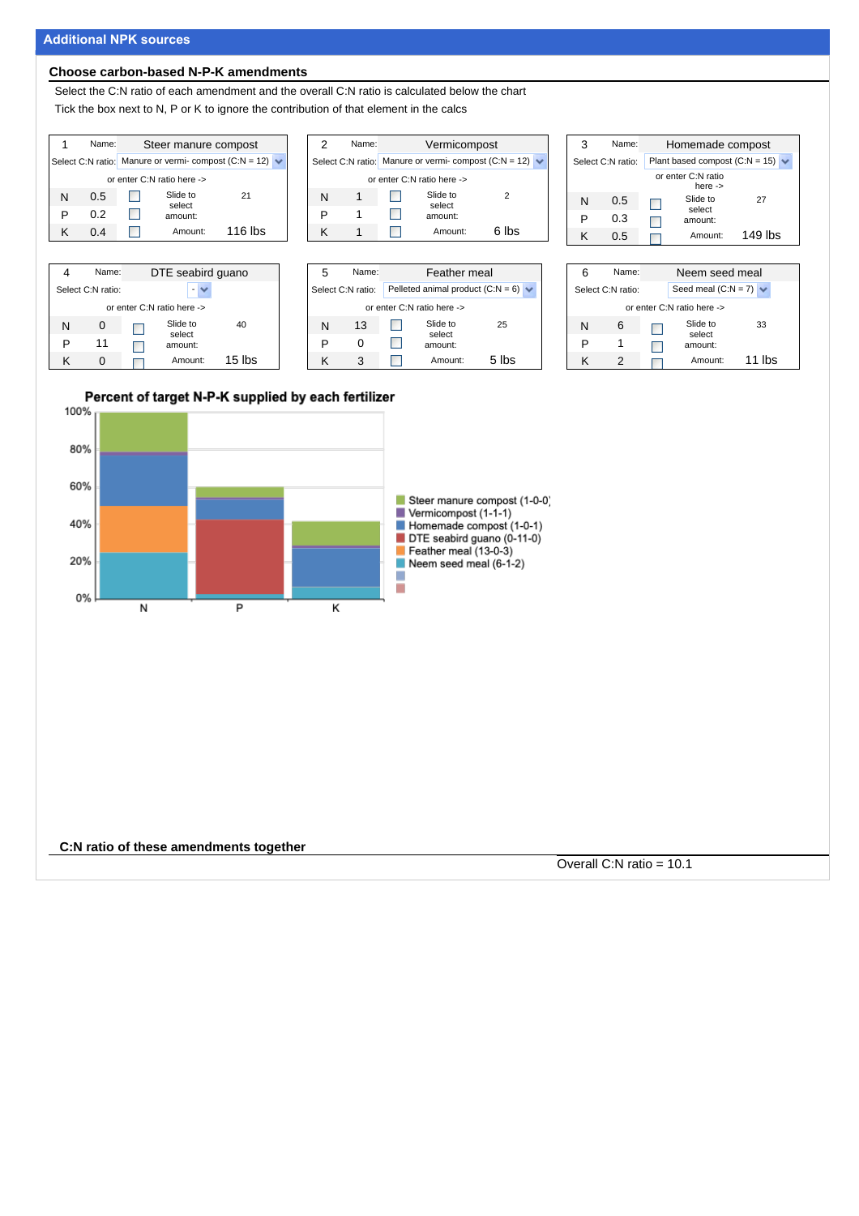## Additional NPK sources

### Choose carbon-based N-P-K amendments

Select the C:N ratio of each amendment and the overall C:N ratio is calculated below the chart

Tick the box next to N, P or K to ignore the contribution of that element in the calcs

| 1 | Name: | Steer manure compost |
|---|---|---|
| Select C:N ratio: | Manure or vermi- compost (C:N = 12) | |
| | or enter C:N ratio here -> | |
| N | 0.5 | Slide to select amount: 21 |
| P | 0.2 | |
| K | 0.4 | Amount: 116 lbs |

| 2 | Name: | Vermicompost |
|---|---|---|
| Select C:N ratio: | Manure or vermi- compost (C:N = 12) | |
| | or enter C:N ratio here -> | |
| N | 1 | Slide to select amount: 2 |
| P | 1 | |
| K | 1 | Amount: 6 lbs |

| 3 | Name: | Homemade compost |
|---|---|---|
| Select C:N ratio: | Plant based compost (C:N = 15) | |
| | or enter C:N ratio here -> | |
| N | 0.5 | Slide to select amount: 27 |
| P | 0.3 | |
| K | 0.5 | Amount: 149 lbs |

| 4 | Name: | DTE seabird guano |
|---|---|---|
| Select C:N ratio: | - | |
| | or enter C:N ratio here -> | |
| N | 0 | Slide to select amount: 40 |
| P | 11 | |
| K | 0 | Amount: 15 lbs |

| 5 | Name: | Feather meal |
|---|---|---|
| Select C:N ratio: | Pelleted animal product (C:N = 6) | |
| | or enter C:N ratio here -> | |
| N | 13 | Slide to select amount: 25 |
| P | 0 | |
| K | 3 | Amount: 5 lbs |

| 6 | Name: | Neem seed meal |
|---|---|---|
| Select C:N ratio: | Seed meal (C:N = 7) | |
| | or enter C:N ratio here -> | |
| N | 6 | Slide to select amount: 33 |
| P | 1 | |
| K | 2 | Amount: 11 lbs |

**Percent of target N-P-K supplied by each fertilizer**

Legend: Steer manure compost (1-0-0); Vermicompost (1-1-1); Homemade compost (1-0-1); DTE seabird guano (0-11-0); Feather meal (13-0-3); Neem seed meal (6-1-2)

### C:N ratio of these amendments together

Overall C:N ratio = 10.1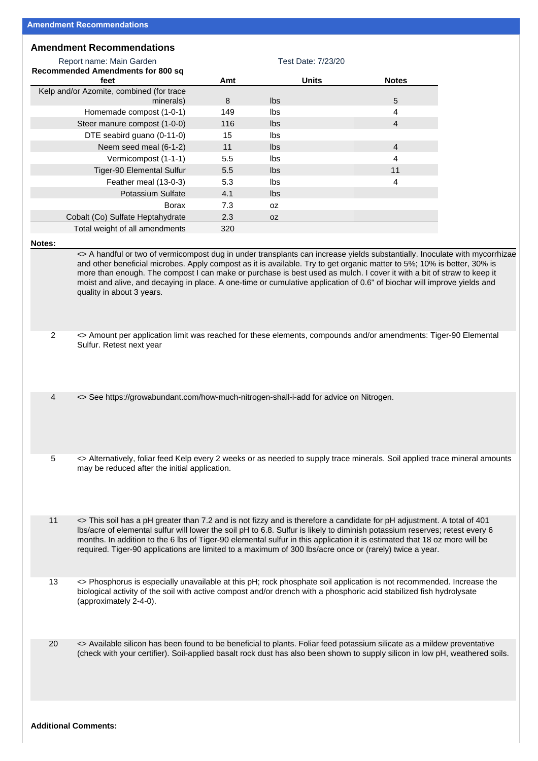## Amendment Recommendations

### Amendment Recommendations

Report name: Main Garden — Test Date: 7/23/20

| Recommended Amendments for 800 sq feet | Amt | Units | Notes |
|---|---|---|---|
| Kelp and/or Azomite, combined (for trace minerals) | 8 | lbs | 5 |
| Homemade compost (1-0-1) | 149 | lbs | 4 |
| Steer manure compost (1-0-0) | 116 | lbs | 4 |
| DTE seabird guano (0-11-0) | 15 | lbs | |
| Neem seed meal (6-1-2) | 11 | lbs | 4 |
| Vermicompost (1-1-1) | 5.5 | lbs | 4 |
| Tiger-90 Elemental Sulfur | 5.5 | lbs | 11 |
| Feather meal (13-0-3) | 5.3 | lbs | 4 |
| Potassium Sulfate | 4.1 | lbs | |
| Borax | 7.3 | oz | |
| Cobalt (Co) Sulfate Heptahydrate | 2.3 | oz | |
| Total weight of all amendments | 320 | | |

**Notes:**

<> A handful or two of vermicompost dug in under transplants can increase yields substantially. Inoculate with mycorrhizae and other beneficial microbes. Apply compost as it is available. Try to get organic matter to 5%; 10% is better, 30% is more than enough. The compost I can make or purchase is best used as mulch. I cover it with a bit of straw to keep it moist and alive, and decaying in place. A one-time or cumulative application of 0.6" of biochar will improve yields and quality in about 3 years.

2 <> Amount per application limit was reached for these elements, compounds and/or amendments: Tiger-90 Elemental Sulfur. Retest next year

4 <> See https://growabundant.com/how-much-nitrogen-shall-i-add for advice on Nitrogen.

5 <> Alternatively, foliar feed Kelp every 2 weeks or as needed to supply trace minerals. Soil applied trace mineral amounts may be reduced after the initial application.

11 <> This soil has a pH greater than 7.2 and is not fizzy and is therefore a candidate for pH adjustment. A total of 401 lbs/acre of elemental sulfur will lower the soil pH to 6.8. Sulfur is likely to diminish potassium reserves; retest every 6 months. In addition to the 6 lbs of Tiger-90 elemental sulfur in this application it is estimated that 18 oz more will be required. Tiger-90 applications are limited to a maximum of 300 lbs/acre once or (rarely) twice a year.

13 <> Phosphorus is especially unavailable at this pH; rock phosphate soil application is not recommended. Increase the biological activity of the soil with active compost and/or drench with a phosphoric acid stabilized fish hydrolysate (approximately 2-4-0).

20 <> Available silicon has been found to be beneficial to plants. Foliar feed potassium silicate as a mildew preventative (check with your certifier). Soil-applied basalt rock dust has also been shown to supply silicon in low pH, weathered soils.

**Additional Comments:**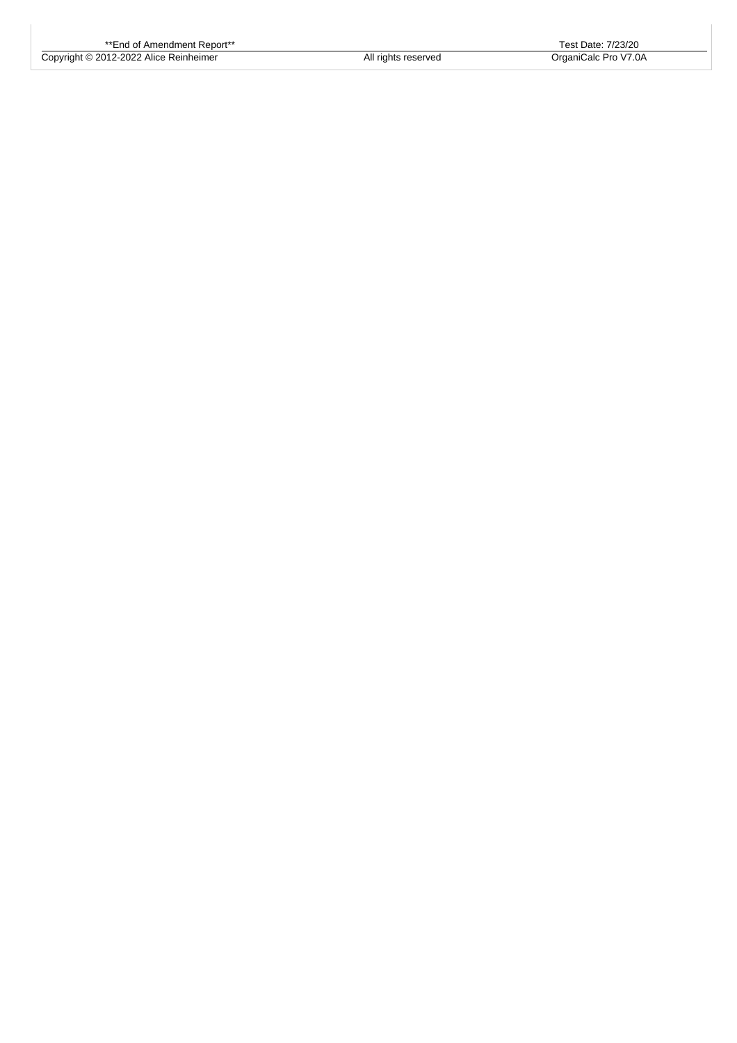**End of Amendment Report**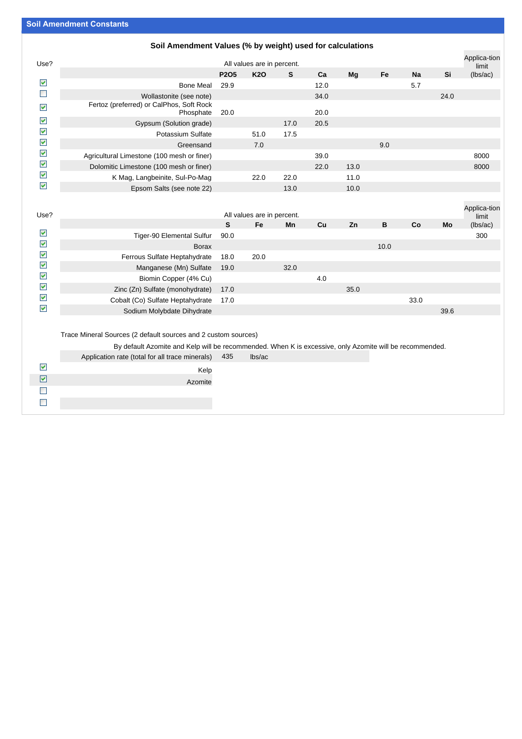## Soil Amendment Constants

### Soil Amendment Values (% by weight) used for calculations

All values are in percent.

| Use? | | P2O5 | K2O | S | Ca | Mg | Fe | Na | Si | Applica-tion limit (lbs/ac) |
|---|---|---|---|---|---|---|---|---|---|---|
| ☑ | Bone Meal | 29.9 | | | 12.0 | | | 5.7 | | |
| ☐ | Wollastonite (see note) | | | | 34.0 | | | | 24.0 | |
| ☑ | Fertoz (preferred) or CalPhos, Soft Rock Phosphate | 20.0 | | | 20.0 | | | | | |
| ☑ | Gypsum (Solution grade) | | | 17.0 | 20.5 | | | | | |
| ☑ | Potassium Sulfate | | 51.0 | 17.5 | | | | | | |
| ☑ | Greensand | | 7.0 | | | | 9.0 | | | |
| ☑ | Agricultural Limestone (100 mesh or finer) | | | | 39.0 | | | | | 8000 |
| ☑ | Dolomitic Limestone (100 mesh or finer) | | | | 22.0 | 13.0 | | | | 8000 |
| ☑ | K Mag, Langbeinite, Sul-Po-Mag | | 22.0 | 22.0 | | 11.0 | | | | |
| ☑ | Epsom Salts (see note 22) | | | 13.0 | | 10.0 | | | | |

All values are in percent.

| Use? | | S | Fe | Mn | Cu | Zn | B | Co | Mo | Applica-tion limit (lbs/ac) |
|---|---|---|---|---|---|---|---|---|---|---|
| ☑ | Tiger-90 Elemental Sulfur | 90.0 | | | | | | | | 300 |
| ☑ | Borax | | | | | | 10.0 | | | |
| ☑ | Ferrous Sulfate Heptahydrate | 18.0 | 20.0 | | | | | | | |
| ☑ | Manganese (Mn) Sulfate | 19.0 | | 32.0 | | | | | | |
| ☑ | Biomin Copper (4% Cu) | | | | 4.0 | | | | | |
| ☑ | Zinc (Zn) Sulfate (monohydrate) | 17.0 | | | | 35.0 | | | | |
| ☑ | Cobalt (Co) Sulfate Heptahydrate | 17.0 | | | | | | 33.0 | | |
| ☑ | Sodium Molybdate Dihydrate | | | | | | | | 39.6 | |

Trace Mineral Sources (2 default sources and 2 custom sources)

By default Azomite and Kelp will be recommended. When K is excessive, only Azomite will be recommended.

Application rate (total for all trace minerals) 435 lbs/ac

| Use? | |
|---|---|
| ☑ | Kelp |
| ☑ | Azomite |
| ☐ | |
| ☐ | |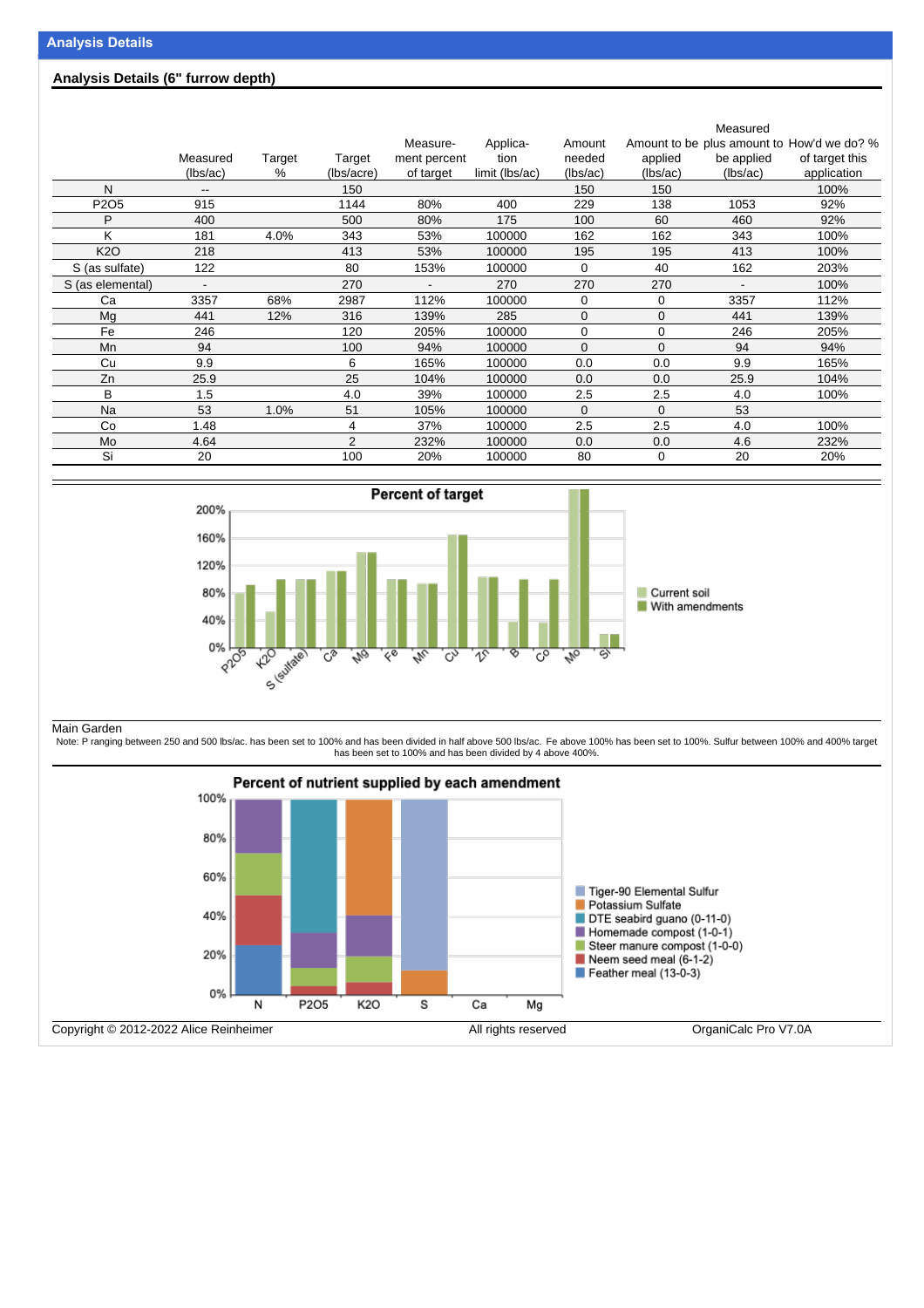## Analysis Details

### Analysis Details (6" furrow depth)

| | Measured (lbs/ac) | Target % | Target (lbs/acre) | Measure-ment percent of target | Applica-tion limit (lbs/ac) | Amount needed (lbs/ac) | Amount to be applied (lbs/ac) | Measured plus amount to be applied (lbs/ac) | How'd we do? % of target this application |
|---|---|---|---|---|---|---|---|---|---|
| N | -- | | 150 | | | 150 | 150 | 150 | 100% |
| P2O5 | 915 | | 1144 | 80% | 400 | 229 | 138 | 1053 | 92% |
| P | 400 | | 500 | 80% | 175 | 100 | 60 | 460 | 92% |
| K | 181 | 4.0% | 343 | 53% | 100000 | 162 | 162 | 343 | 100% |
| K2O | 218 | | 413 | 53% | 100000 | 195 | 195 | 413 | 100% |
| S (as sulfate) | 122 | | 80 | 153% | 100000 | 0 | 40 | 162 | 203% |
| S (as elemental) | - | | 270 | - | 270 | 270 | 270 | - | 100% |
| Ca | 3357 | 68% | 2987 | 112% | 100000 | 0 | 0 | 3357 | 112% |
| Mg | 441 | 12% | 316 | 139% | 285 | 0 | 0 | 441 | 139% |
| Fe | 246 | | 120 | 205% | 100000 | 0 | 0 | 246 | 205% |
| Mn | 94 | | 100 | 94% | 100000 | 0 | 0 | 94 | 94% |
| Cu | 9.9 | | 6 | 165% | 100000 | 0.0 | 0.0 | 9.9 | 165% |
| Zn | 25.9 | | 25 | 104% | 100000 | 0.0 | 0.0 | 25.9 | 104% |
| B | 1.5 | | 4.0 | 39% | 100000 | 2.5 | 2.5 | 4.0 | 100% |
| Na | 53 | 1.0% | 51 | 105% | 100000 | 0 | 0 | 53 | |
| Co | 1.48 | | 4 | 37% | 100000 | 2.5 | 2.5 | 4.0 | 100% |
| Mo | 4.64 | | 2 | 232% | 100000 | 0.0 | 0.0 | 4.6 | 232% |
| Si | 20 | | 100 | 20% | 100000 | 80 | 0 | 20 | 20% |

Percent of target

200%
160%
120%
80%
40%
0%

P2O5, K2O, S (sulfate), Ca, Mg, Fe, Mn, Cu, Zn, B, Co, Mo, Si

Current soil
With amendments

Main Garden

Note: P ranging between 250 and 500 lbs/ac. has been set to 100% and has been divided in half above 500 lbs/ac. Fe above 100% has been set to 100%. Sulfur between 100% and 400% target has been set to 100% and has been divided by 4 above 400%.

Percent of nutrient supplied by each amendment

100%
80%
60%
40%
20%
0%

N, P2O5, K2O, S, Ca, Mg

Tiger-90 Elemental Sulfur
Potassium Sulfate
DTE seabird guano (0-11-0)
Homemade compost (1-0-1)
Steer manure compost (1-0-0)
Neem seed meal (6-1-2)
Feather meal (13-0-3)

Copyright © 2012-2022 Alice Reinheimer    All rights reserved    OrganiCalc Pro V7.0A